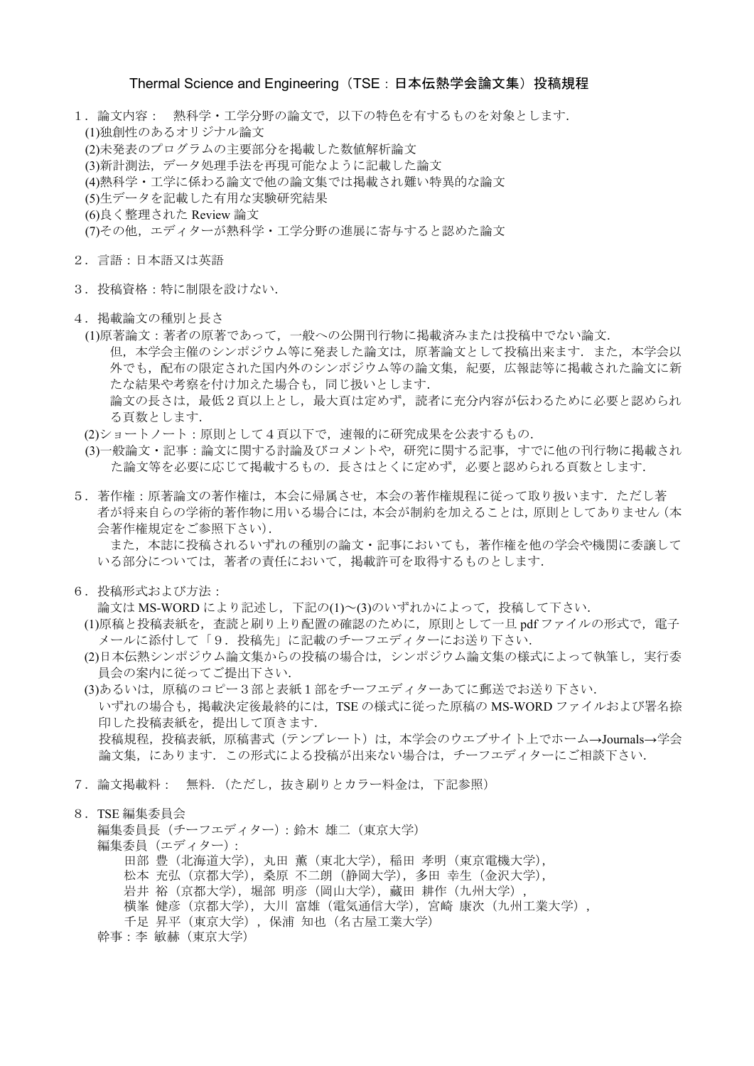# Thermal Science and Engineering（TSE：日本伝熱学会論文集）投稿規程

1．論文内容：　熱科学・工学分野の論文で，以下の特色を有するものを対象とします．

(1)独創性のあるオリジナル論文

(2)未発表のプログラムの主要部分を掲載した数値解析論文

(3)新計測法，データ処理手法を再現可能なように記載した論文

(4)熱科学・工学に係わる論文で他の論文集では掲載され難い特異的な論文

(5)生データを記載した有用な実験研究結果

(6)良く整理された Review 論文

(7)その他，エディターが熱科学・工学分野の進展に寄与すると認めた論文

2．言語：日本語又は英語

3．投稿資格：特に制限を設けない．

4．掲載論文の種別と長さ

(1)原著論文：著者の原著であって，一般への公開刊行物に掲載済みまたは投稿中でない論文．
但，本学会主催のシンポジウム等に発表した論文は，原著論文として投稿出来ます．また，本学会以外でも，配布の限定された国内外のシンポジウム等の論文集，紀要，広報誌等に掲載された論文に新たな結果や考察を付け加えた場合も，同じ扱いとします．
論文の長さは，最低２頁以上とし，最大頁は定めず，読者に充分内容が伝わるために必要と認められる頁数とします．

(2)ショートノート：原則として４頁以下で，速報的に研究成果を公表するもの．

(3)一般論文・記事：論文に関する討論及びコメントや，研究に関する記事，すでに他の刊行物に掲載された論文等を必要に応じて掲載するもの．長さはとくに定めず，必要と認められる頁数とします．

5．著作権：原著論文の著作権は，本会に帰属させ，本会の著作権規程に従って取り扱います．ただし著者が将来自らの学術的著作物に用いる場合には，本会が制約を加えることは，原則としてありません（本会著作権規定をご参照下さい）．
　また，本誌に投稿されるいずれの種別の論文・記事においても，著作権を他の学会や機関に委譲している部分については，著者の責任において，掲載許可を取得するものとします．

6．投稿形式および方法：
論文は MS-WORD により記述し，下記の(1)～(3)のいずれかによって，投稿して下さい．

(1)原稿と投稿表紙を，査読と刷り上り配置の確認のために，原則として一旦 pdf ファイルの形式で，電子メールに添付して「９．投稿先」に記載のチーフエディターにお送り下さい．

(2)日本伝熱シンポジウム論文集からの投稿の場合は，シンポジウム論文集の様式によって執筆し，実行委員会の案内に従ってご提出下さい．

(3)あるいは，原稿のコピー３部と表紙１部をチーフエディターあてに郵送でお送り下さい．

いずれの場合も，掲載決定後最終的には，TSE の様式に従った原稿の MS-WORD ファイルおよび署名捺印した投稿表紙を，提出して頂きます．
投稿規程，投稿表紙，原稿書式（テンプレート）は，本学会のウエブサイト上でホーム→Journals→学会論文集，にあります．この形式による投稿が出来ない場合は，チーフエディターにご相談下さい．

7．論文掲載料：　無料．（ただし，抜き刷りとカラー料金は，下記参照）

8．TSE 編集委員会
編集委員長（チーフエディター）：鈴木 雄二（東京大学）
編集委員（エディター）：
田部 豊（北海道大学），丸田 薫（東北大学），稲田 孝明（東京電機大学），
松本 充弘（京都大学），桑原 不二朗（静岡大学），多田 幸生（金沢大学），
岩井 裕（京都大学），堀部 明彦（岡山大学），藏田 耕作（九州大学），
横峯 健彦（京都大学），大川 富雄（電気通信大学），宮崎 康次（九州工業大学），
千足 昇平（東京大学），保浦 知也（名古屋工業大学）
幹事：李 敏赫（東京大学）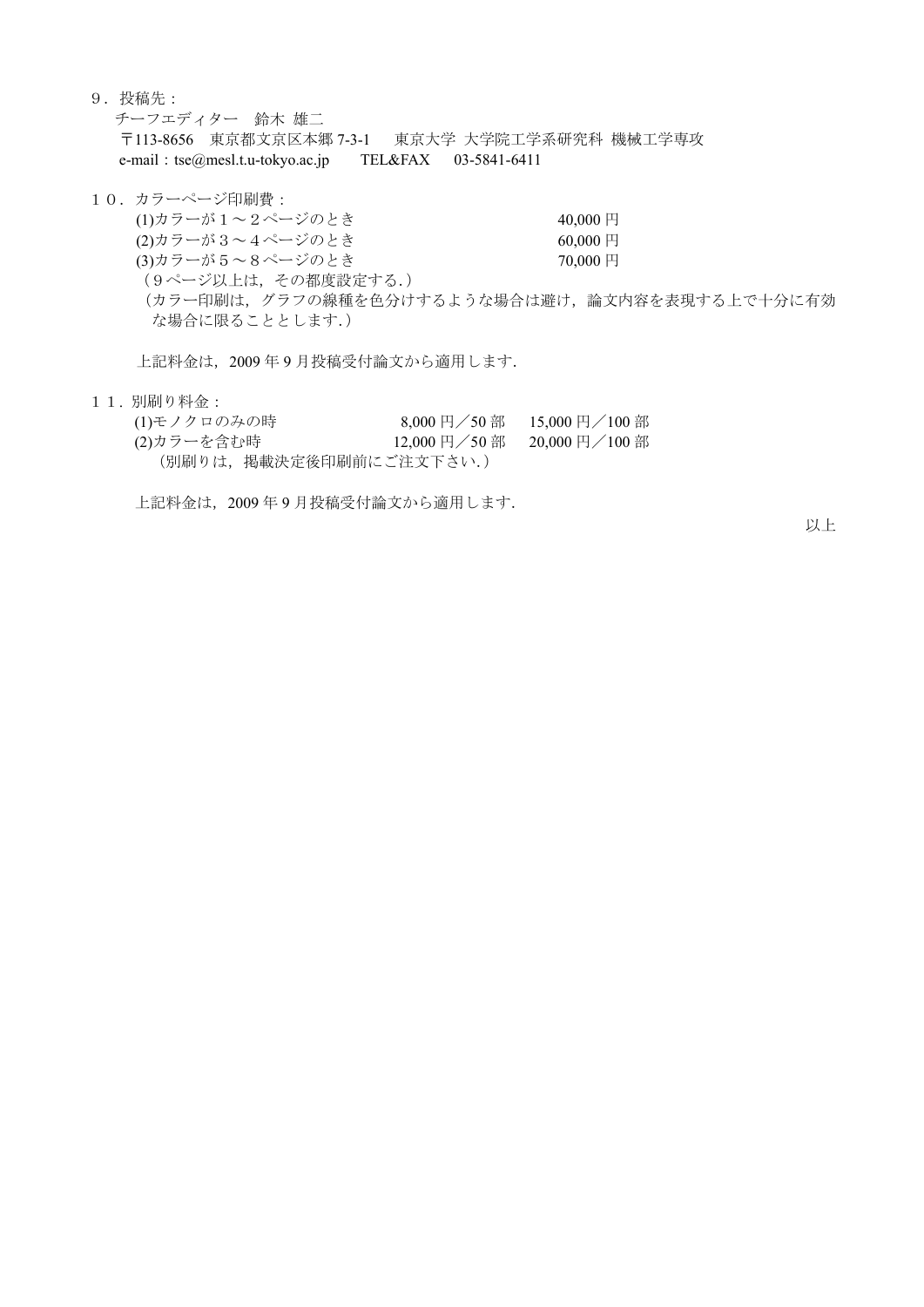９．投稿先：

チーフエディター　鈴木 雄二

〒113-8656　東京都文京区本郷 7-3-1　 東京大学 大学院工学系研究科 機械工学専攻

e-mail：tse@mesl.t.u-tokyo.ac.jp　 TEL&FAX　 03-5841-6411

１０．カラーページ印刷費：

| | |
|---|---|
| (1)カラーが１～２ページのとき | 40,000 円 |
| (2)カラーが３～４ページのとき | 60,000 円 |
| (3)カラーが５～８ページのとき | 70,000 円 |

（９ページ以上は，その都度設定する.）

（カラー印刷は，グラフの線種を色分けするような場合は避け，論文内容を表現する上で十分に有効な場合に限ることとします.）

上記料金は，2009 年 9 月投稿受付論文から適用します.

１１．別刷り料金：

| | | |
|---|---|---|
| (1)モノクロのみの時 | 8,000 円／50 部 | 15,000 円／100 部 |
| (2)カラーを含む時 | 12,000 円／50 部 | 20,000 円／100 部 |

（別刷りは，掲載決定後印刷前にご注文下さい.）

上記料金は，2009 年 9 月投稿受付論文から適用します.

以上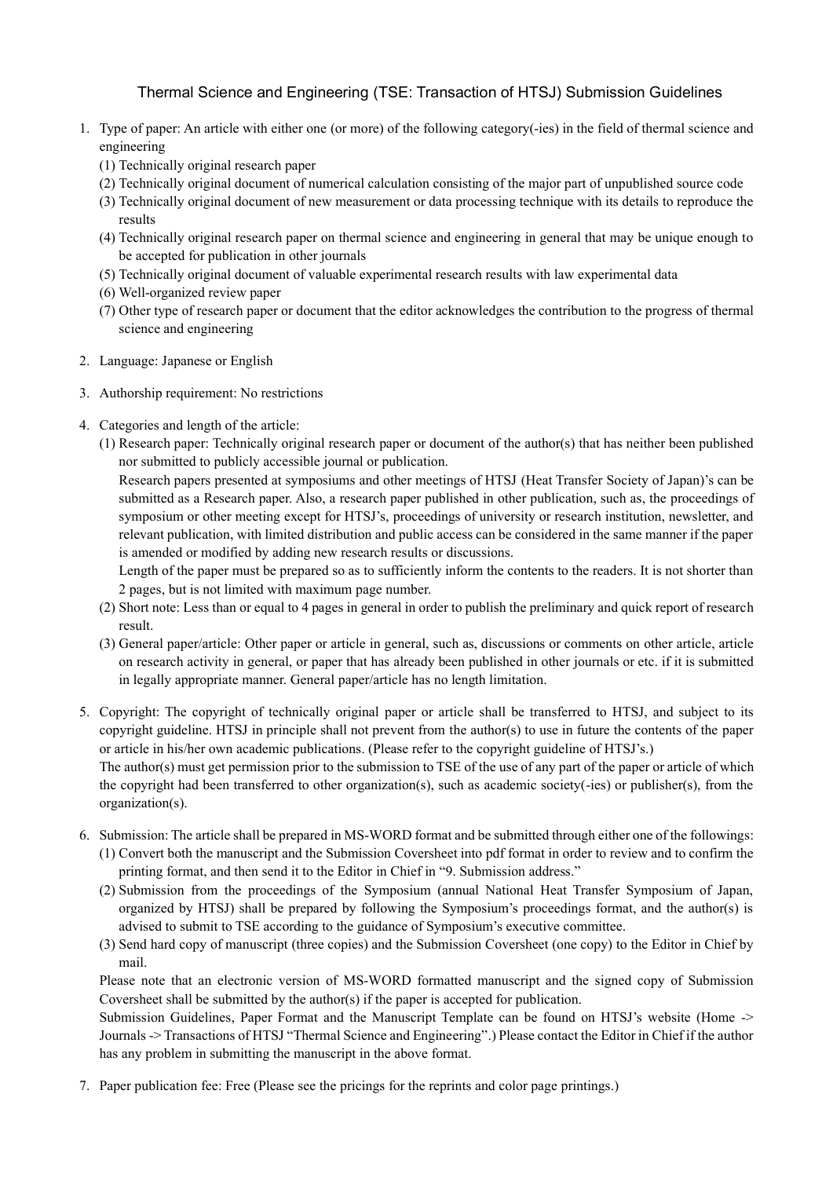# Thermal Science and Engineering (TSE: Transaction of HTSJ) Submission Guidelines

1. Type of paper: An article with either one (or more) of the following category(-ies) in the field of thermal science and engineering
   (1) Technically original research paper
   (2) Technically original document of numerical calculation consisting of the major part of unpublished source code
   (3) Technically original document of new measurement or data processing technique with its details to reproduce the results
   (4) Technically original research paper on thermal science and engineering in general that may be unique enough to be accepted for publication in other journals
   (5) Technically original document of valuable experimental research results with law experimental data
   (6) Well-organized review paper
   (7) Other type of research paper or document that the editor acknowledges the contribution to the progress of thermal science and engineering

2. Language: Japanese or English

3. Authorship requirement: No restrictions

4. Categories and length of the article:
   (1) Research paper: Technically original research paper or document of the author(s) that has neither been published nor submitted to publicly accessible journal or publication.
   Research papers presented at symposiums and other meetings of HTSJ (Heat Transfer Society of Japan)'s can be submitted as a Research paper. Also, a research paper published in other publication, such as, the proceedings of symposium or other meeting except for HTSJ's, proceedings of university or research institution, newsletter, and relevant publication, with limited distribution and public access can be considered in the same manner if the paper is amended or modified by adding new research results or discussions.
   Length of the paper must be prepared so as to sufficiently inform the contents to the readers. It is not shorter than 2 pages, but is not limited with maximum page number.
   (2) Short note: Less than or equal to 4 pages in general in order to publish the preliminary and quick report of research result.
   (3) General paper/article: Other paper or article in general, such as, discussions or comments on other article, article on research activity in general, or paper that has already been published in other journals or etc. if it is submitted in legally appropriate manner. General paper/article has no length limitation.

5. Copyright: The copyright of technically original paper or article shall be transferred to HTSJ, and subject to its copyright guideline. HTSJ in principle shall not prevent from the author(s) to use in future the contents of the paper or article in his/her own academic publications. (Please refer to the copyright guideline of HTSJ's.)
   The author(s) must get permission prior to the submission to TSE of the use of any part of the paper or article of which the copyright had been transferred to other organization(s), such as academic society(-ies) or publisher(s), from the organization(s).

6. Submission: The article shall be prepared in MS-WORD format and be submitted through either one of the followings:
   (1) Convert both the manuscript and the Submission Coversheet into pdf format in order to review and to confirm the printing format, and then send it to the Editor in Chief in "9. Submission address."
   (2) Submission from the proceedings of the Symposium (annual National Heat Transfer Symposium of Japan, organized by HTSJ) shall be prepared by following the Symposium's proceedings format, and the author(s) is advised to submit to TSE according to the guidance of Symposium's executive committee.
   (3) Send hard copy of manuscript (three copies) and the Submission Coversheet (one copy) to the Editor in Chief by mail.
   Please note that an electronic version of MS-WORD formatted manuscript and the signed copy of Submission Coversheet shall be submitted by the author(s) if the paper is accepted for publication.
   Submission Guidelines, Paper Format and the Manuscript Template can be found on HTSJ's website (Home -> Journals -> Transactions of HTSJ "Thermal Science and Engineering".) Please contact the Editor in Chief if the author has any problem in submitting the manuscript in the above format.

7. Paper publication fee: Free (Please see the pricings for the reprints and color page printings.)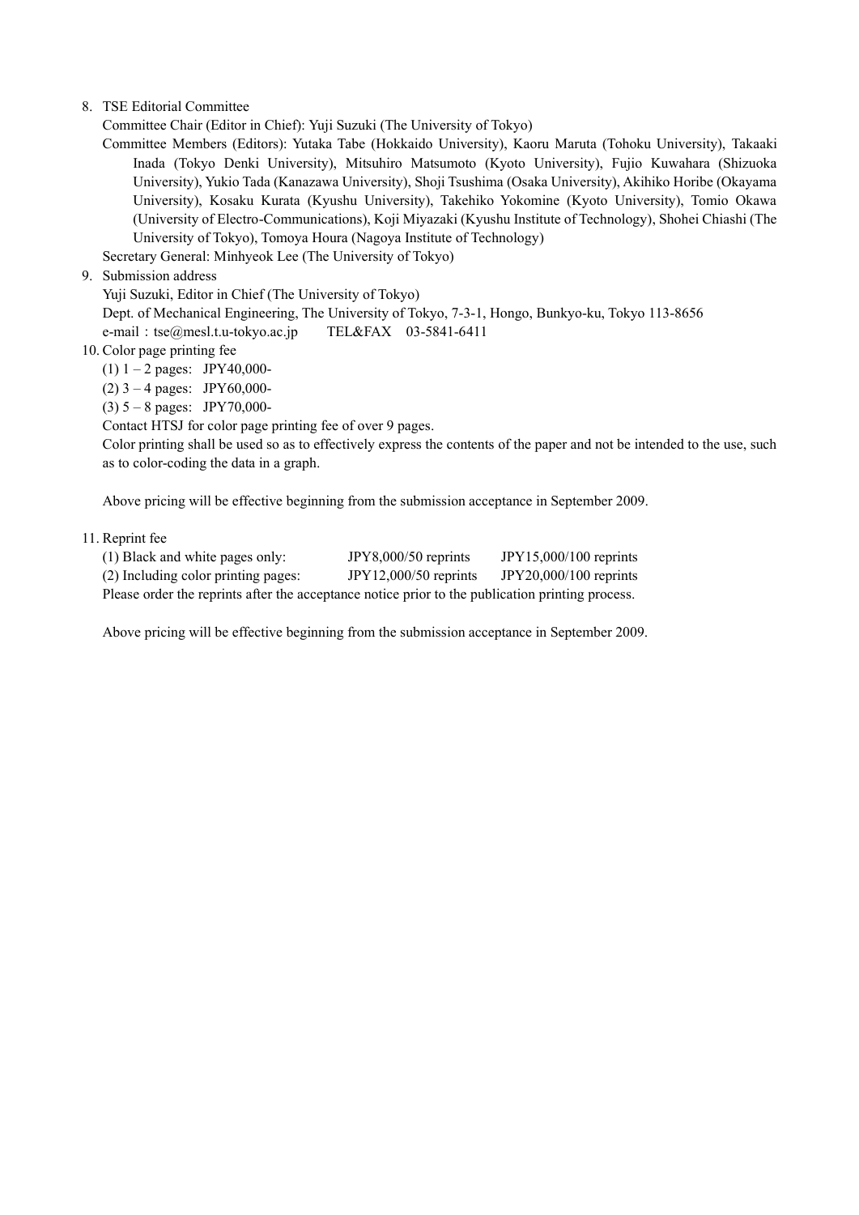8. TSE Editorial Committee

   Committee Chair (Editor in Chief): Yuji Suzuki (The University of Tokyo)

   Committee Members (Editors): Yutaka Tabe (Hokkaido University), Kaoru Maruta (Tohoku University), Takaaki Inada (Tokyo Denki University), Mitsuhiro Matsumoto (Kyoto University), Fujio Kuwahara (Shizuoka University), Yukio Tada (Kanazawa University), Shoji Tsushima (Osaka University), Akihiko Horibe (Okayama University), Kosaku Kurata (Kyushu University), Takehiko Yokomine (Kyoto University), Tomio Okawa (University of Electro-Communications), Koji Miyazaki (Kyushu Institute of Technology), Shohei Chiashi (The University of Tokyo), Tomoya Houra (Nagoya Institute of Technology)

   Secretary General: Minhyeok Lee (The University of Tokyo)

9. Submission address

   Yuji Suzuki, Editor in Chief (The University of Tokyo)

   Dept. of Mechanical Engineering, The University of Tokyo, 7-3-1, Hongo, Bunkyo-ku, Tokyo 113-8656

   e-mail：tse@mesl.t.u-tokyo.ac.jp　　TEL&FAX　03-5841-6411

10. Color page printing fee

    (1) 1 – 2 pages:　JPY40,000-

    (2) 3 – 4 pages:　JPY60,000-

    (3) 5 – 8 pages:　JPY70,000-

    Contact HTSJ for color page printing fee of over 9 pages.

    Color printing shall be used so as to effectively express the contents of the paper and not be intended to the use, such as to color-coding the data in a graph.

    Above pricing will be effective beginning from the submission acceptance in September 2009.

11. Reprint fee

    | | | |
    |---|---|---|
    | (1) Black and white pages only: | JPY8,000/50 reprints | JPY15,000/100 reprints |
    | (2) Including color printing pages: | JPY12,000/50 reprints | JPY20,000/100 reprints |

    Please order the reprints after the acceptance notice prior to the publication printing process.

    Above pricing will be effective beginning from the submission acceptance in September 2009.